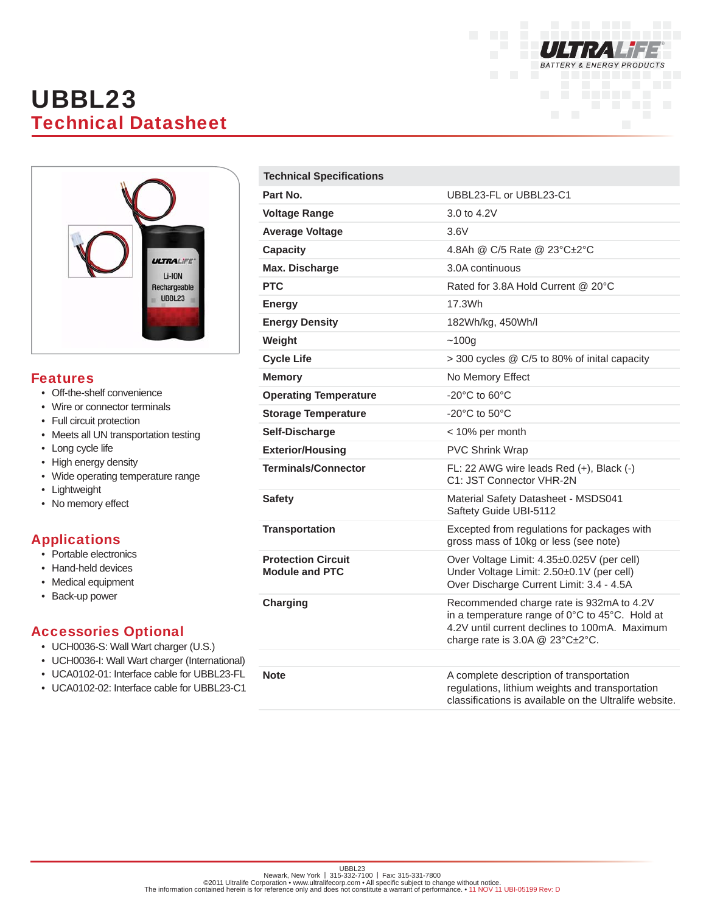# UBBL23

## Technical Datasheet

## Features

- Off-the-shelf convenience
- Wire or connector terminals
- Full circuit protection
- Meets all UN transportation testing
- Long cycle life
- High energy density
- Wide operating temperature range
- Lightweight
- No memory effect

## Applications

- Portable electronics
- Hand-held devices
- Medical equipment
- Back-up power

## Accessories Optional

- UCH0036-S: Wall Wart charger (U.S.)
- UCH0036-I: Wall Wart charger (International)
- UCA0102-01: Interface cable for UBBL23-FL
- UCA0102-02: Interface cable for UBBL23-C1

| Technical Specifications | |
|---|---|
| **Part No.** | UBBL23-FL or UBBL23-C1 |
| **Voltage Range** | 3.0 to 4.2V |
| **Average Voltage** | 3.6V |
| **Capacity** | 4.8Ah @ C/5 Rate @ 23°C±2°C |
| **Max. Discharge** | 3.0A continuous |
| **PTC** | Rated for 3.8A Hold Current @ 20°C |
| **Energy** | 17.3Wh |
| **Energy Density** | 182Wh/kg, 450Wh/l |
| **Weight** | ~100g |
| **Cycle Life** | > 300 cycles @ C/5 to 80% of inital capacity |
| **Memory** | No Memory Effect |
| **Operating Temperature** | -20°C to 60°C |
| **Storage Temperature** | -20°C to 50°C |
| **Self-Discharge** | < 10% per month |
| **Exterior/Housing** | PVC Shrink Wrap |
| **Terminals/Connector** | FL: 22 AWG wire leads Red (+), Black (-)<br>C1: JST Connector VHR-2N |
| **Safety** | Material Safety Datasheet - MSDS041<br>Saftety Guide UBI-5112 |
| **Transportation** | Excepted from regulations for packages with gross mass of 10kg or less (see note) |
| **Protection Circuit Module and PTC** | Over Voltage Limit: 4.35±0.025V (per cell)<br>Under Voltage Limit: 2.50±0.1V (per cell)<br>Over Discharge Current Limit: 3.4 - 4.5A |
| **Charging** | Recommended charge rate is 932mA to 4.2V in a temperature range of 0°C to 45°C. Hold at 4.2V until current declines to 100mA. Maximum charge rate is 3.0A @ 23°C±2°C. |
| | |
| **Note** | A complete description of transportation regulations, lithium weights and transportation classifications is available on the Ultralife website. |

UBBL23
Newark, New York | 315-332-7100 | Fax: 315-331-7800
©2011 Ultralife Corporation • www.ultralifecorp.com • All specific subject to change without notice.
The information contained herein is for reference only and does not constitute a warrant of performance. • 11 NOV 11 UBI-05199 Rev: D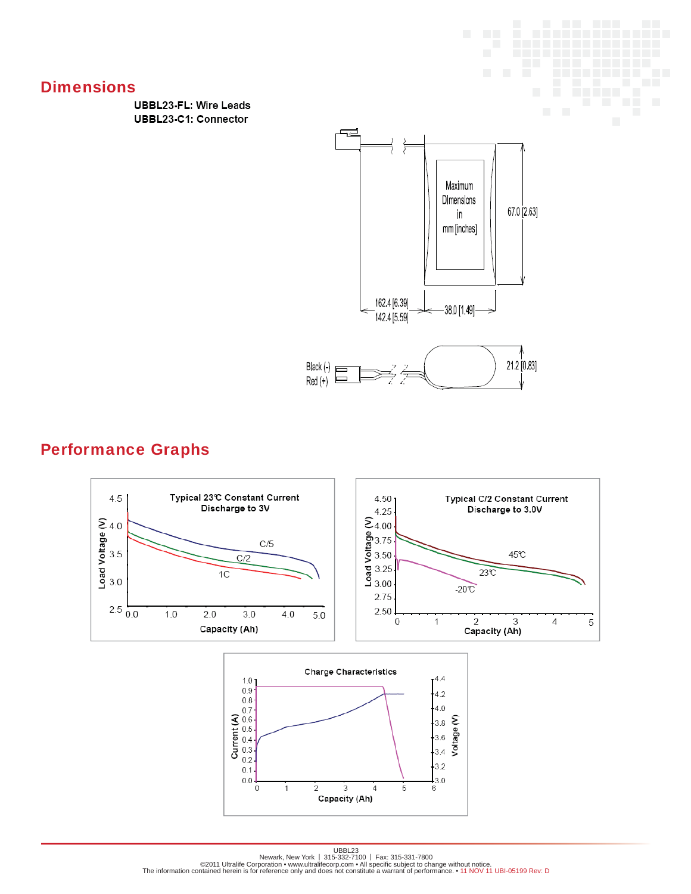## Dimensions

**UBBL23-FL: Wire Leads**
**UBBL23-C1: Connector**

Maximum Dimensions in mm [inches]

67.0 [2.63]

162.4 [6.39]
142.4 [5.59]

38.0 [1.49]

Black (-)
Red (+)

21.2 [0.83]

## Performance Graphs

Typical 23℃ Constant Current Discharge to 3V

Load Voltage (V)

4.5
4.0
3.5
3.0
2.5

0.0 1.0 2.0 3.0 4.0 5.0

Capacity (Ah)

C/5
C/2
1C

Typical C/2 Constant Current Discharge to 3.0V

Load Voltage (V)

4.50
4.25
4.00
3.75
3.50
3.25
3.00
2.75
2.50

0 1 2 3 4 5

Capacity (Ah)

45℃
23℃
-20℃

Charge Characteristics

Current (A)

1.0
0.9
0.8
0.7
0.6
0.5
0.4
0.3
0.2
0.1
0.0

Voltage (V)

4.4
4.2
4.0
3.8
3.6
3.4
3.2
3.0

0 1 2 3 4 5 6

Capacity (Ah)

UBBL23
Newark, New York | 315-332-7100 | Fax: 315-331-7800
©2011 Ultralife Corporation • www.ultralifecorp.com • All specific subject to change without notice.
The information contained herein is for reference only and does not constitute a warrant of performance. • 11 NOV 11 UBI-05199 Rev: D